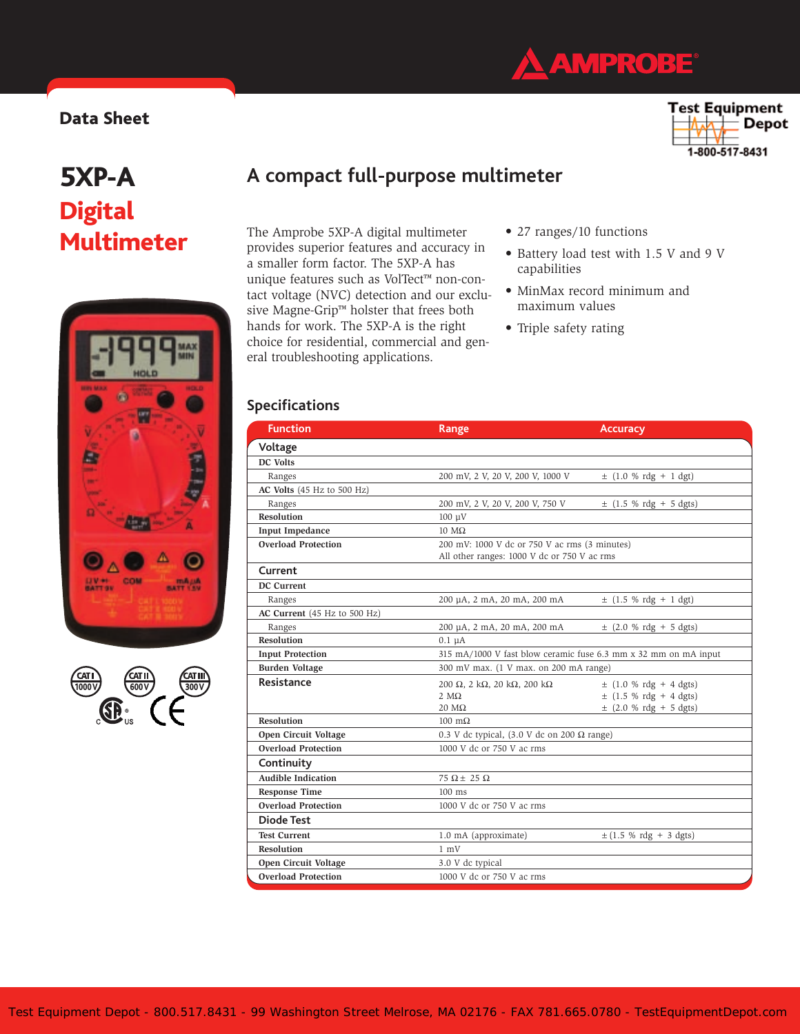Data Sheet

# 5XP-A Digital Multimeter

## A compact full-purpose multimeter

The Amprobe 5XP-A digital multimeter provides superior features and accuracy in a smaller form factor. The 5XP-A has unique features such as VolTect™ non-contact voltage (NVC) detection and our exclusive Magne-Grip™ holster that frees both hands for work. The 5XP-A is the right choice for residential, commercial and general troubleshooting applications.

- 27 ranges/10 functions
- Battery load test with 1.5 V and 9 V capabilities
- MinMax record minimum and maximum values
- Triple safety rating

## Specifications

| Function | Range | Accuracy |
|---|---|---|
| **Voltage** | | |
| **DC Volts** | | |
| Ranges | 200 mV, 2 V, 20 V, 200 V, 1000 V | ± (1.0 % rdg + 1 dgt) |
| **AC Volts** (45 Hz to 500 Hz) | | |
| Ranges | 200 mV, 2 V, 20 V, 200 V, 750 V | ± (1.5 % rdg + 5 dgts) |
| **Resolution** | 100 µV | |
| **Input Impedance** | 10 MΩ | |
| **Overload Protection** | 200 mV: 1000 V dc or 750 V ac rms (3 minutes)<br>All other ranges: 1000 V dc or 750 V ac rms | |
| **Current** | | |
| **DC Current** | | |
| Ranges | 200 µA, 2 mA, 20 mA, 200 mA | ± (1.5 % rdg + 1 dgt) |
| **AC Current** (45 Hz to 500 Hz) | | |
| Ranges | 200 µA, 2 mA, 20 mA, 200 mA | ± (2.0 % rdg + 5 dgts) |
| **Resolution** | 0.1 µA | |
| **Input Protection** | 315 mA/1000 V fast blow ceramic fuse 6.3 mm x 32 mm on mA input | |
| **Burden Voltage** | 300 mV max. (1 V max. on 200 mA range) | |
| **Resistance** | 200 Ω, 2 kΩ, 20 kΩ, 200 kΩ<br>2 MΩ<br>20 MΩ | ± (1.0 % rdg + 4 dgts)<br>± (1.5 % rdg + 4 dgts)<br>± (2.0 % rdg + 5 dgts) |
| **Resolution** | 100 mΩ | |
| **Open Circuit Voltage** | 0.3 V dc typical, (3.0 V dc on 200 Ω range) | |
| **Overload Protection** | 1000 V dc or 750 V ac rms | |
| **Continuity** | | |
| **Audible Indication** | 75 Ω ± 25 Ω | |
| **Response Time** | 100 ms | |
| **Overload Protection** | 1000 V dc or 750 V ac rms | |
| **Diode Test** | | |
| **Test Current** | 1.0 mA (approximate) | ± (1.5 % rdg + 3 dgts) |
| **Resolution** | 1 mV | |
| **Open Circuit Voltage** | 3.0 V dc typical | |
| **Overload Protection** | 1000 V dc or 750 V ac rms | |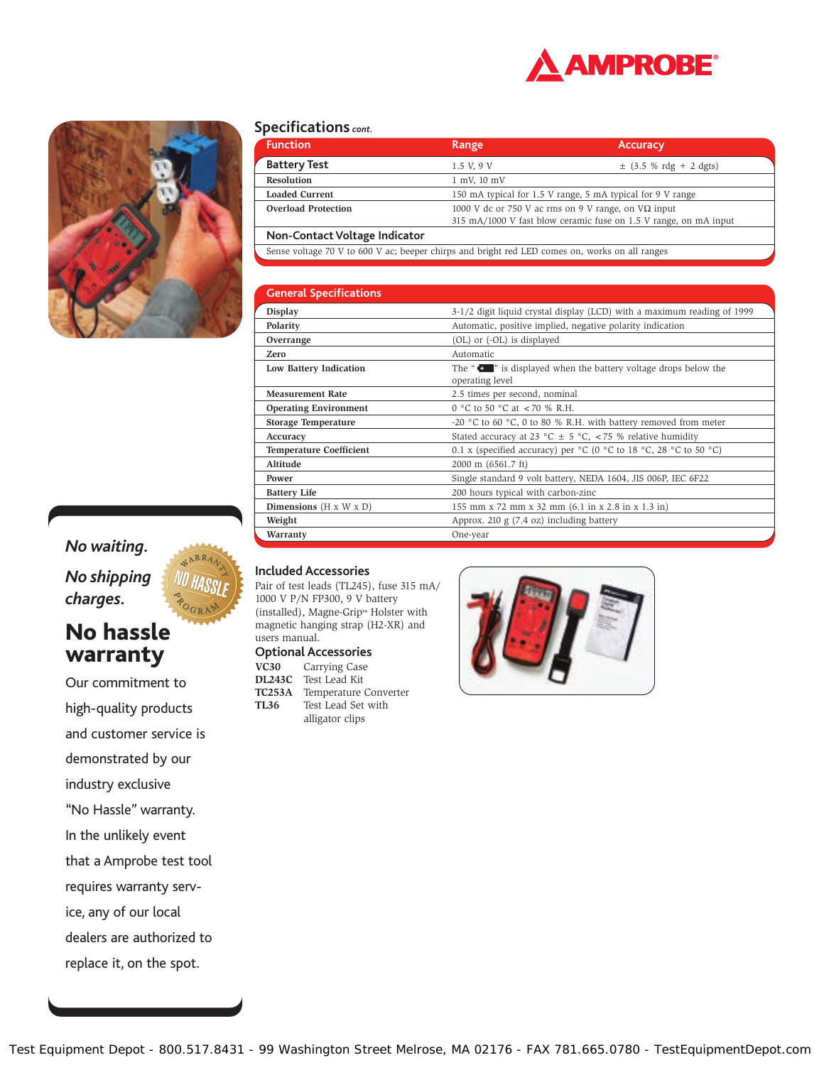## Specifications *cont.*

| Function | Range | Accuracy |
| --- | --- | --- |
| **Battery Test** | 1.5 V, 9 V | ± (3.5 % rdg + 2 dgts) |
| **Resolution** | 1 mV, 10 mV | |
| **Loaded Current** | 150 mA typical for 1.5 V range, 5 mA typical for 9 V range | |
| **Overload Protection** | 1000 V dc or 750 V ac rms on 9 V range, on VΩ input<br>315 mA/1000 V fast blow ceramic fuse on 1.5 V range, on mA input | |
| **Non-Contact Voltage Indicator** | | |
| Sense voltage 70 V to 600 V ac; beeper chirps and bright red LED comes on, works on all ranges | | |

### General Specifications

| | |
| --- | --- |
| **Display** | 3-1/2 digit liquid crystal display (LCD) with a maximum reading of 1999 |
| **Polarity** | Automatic, positive implied, negative polarity indication |
| **Overrange** | (OL) or (-OL) is displayed |
| **Zero** | Automatic |
| **Low Battery Indication** | The " " is displayed when the battery voltage drops below the operating level |
| **Measurement Rate** | 2.5 times per second, nominal |
| **Operating Environment** | 0 °C to 50 °C at <70 % R.H. |
| **Storage Temperature** | -20 °C to 60 °C, 0 to 80 % R.H. with battery removed from meter |
| **Accuracy** | Stated accuracy at 23 °C ± 5 °C, <75 % relative humidity |
| **Temperature Coefficient** | 0.1 x (specified accuracy) per °C (0 °C to 18 °C, 28 °C to 50 °C) |
| **Altitude** | 2000 m (6561.7 ft) |
| **Power** | Single standard 9 volt battery, NEDA 1604, JIS 006P, IEC 6F22 |
| **Battery Life** | 200 hours typical with carbon-zinc |
| **Dimensions** (H x W x D) | 155 mm x 72 mm x 32 mm (6.1 in x 2.8 in x 1.3 in) |
| **Weight** | Approx. 210 g (7.4 oz) including battery |
| **Warranty** | One-year |

### Included Accessories

Pair of test leads (TL245), fuse 315 mA/ 1000 V P/N FP300, 9 V battery (installed), Magne-Grip™ Holster with magnetic hanging strap (H2-XR) and users manual.

### Optional Accessories

| | |
| --- | --- |
| **VC30** | Carrying Case |
| **DL243C** | Test Lead Kit |
| **TC253A** | Temperature Converter |
| **TL36** | Test Lead Set with alligator clips |

*No waiting.*

*No shipping charges.*

## No hassle warranty

Our commitment to high-quality products and customer service is demonstrated by our industry exclusive "No Hassle" warranty. In the unlikely event that a Amprobe test tool requires warranty service, any of our local dealers are authorized to replace it, on the spot.

Test Equipment Depot - 800.517.8431 - 99 Washington Street Melrose, MA 02176 - FAX 781.665.0780 - TestEquipmentDepot.com